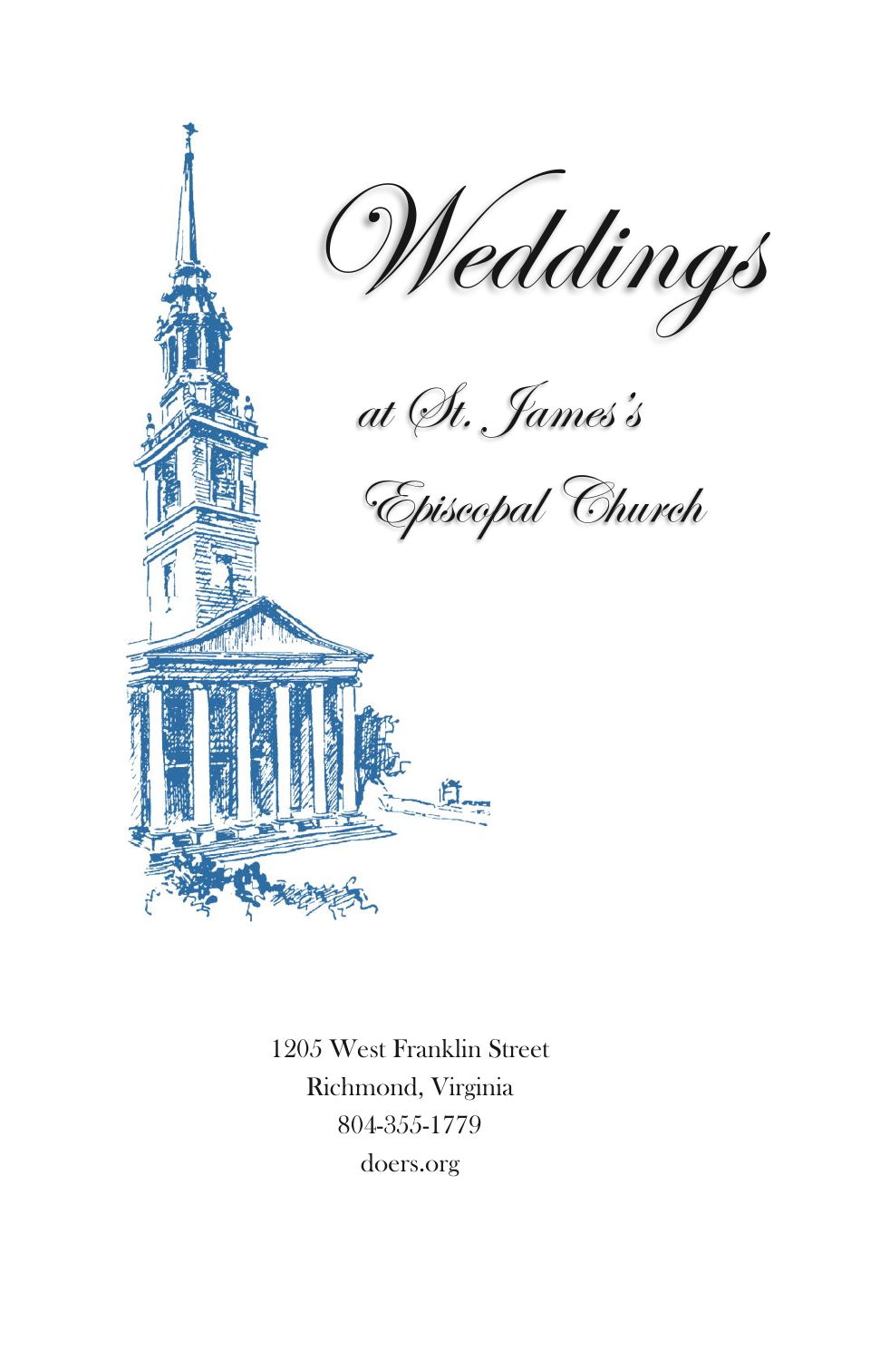# Weddings

## at St. James's Episcopal Church

1205 West Franklin Street
Richmond, Virginia
804-355-1779
doers.org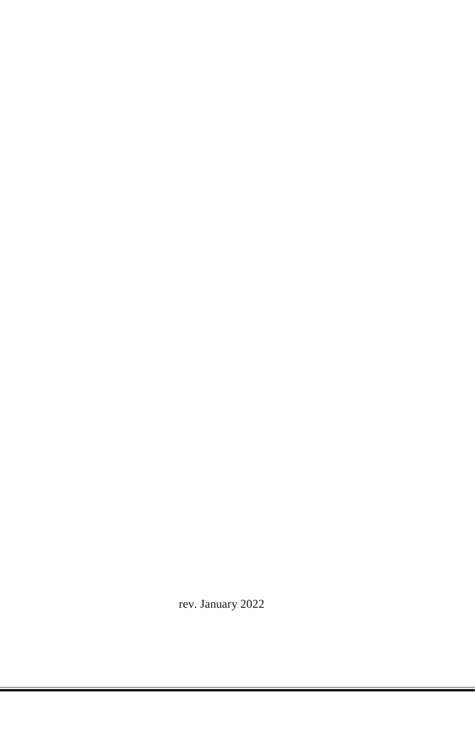rev. January 2022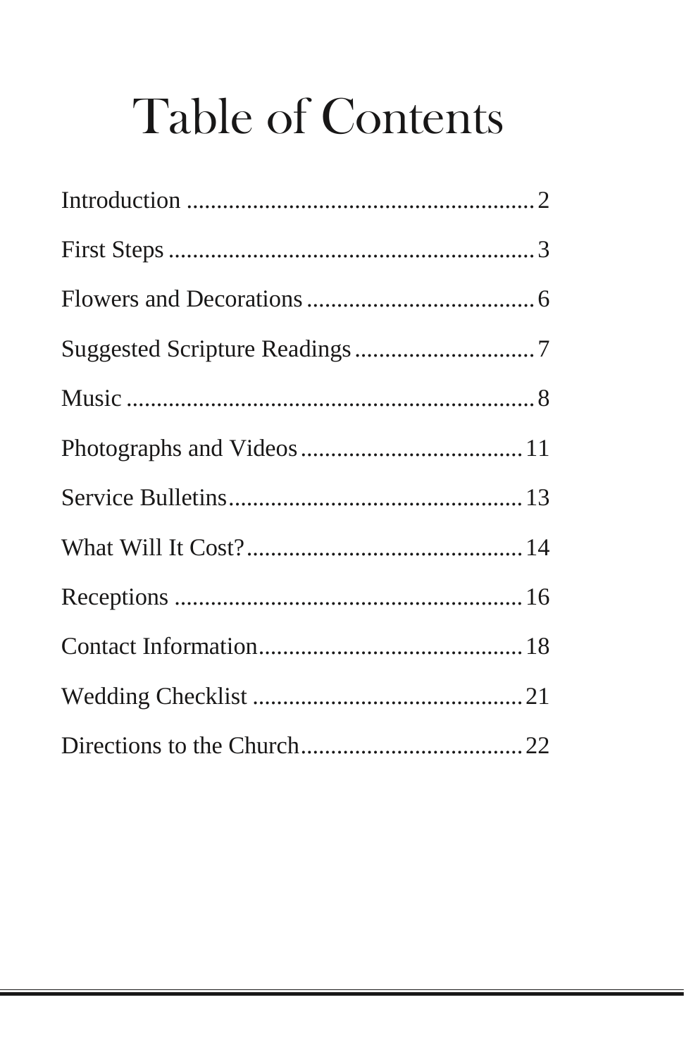# Table of Contents

Introduction .......................................................... 2

First Steps ............................................................. 3

Flowers and Decorations ....................................... 6

Suggested Scripture Readings ............................... 7

Music ..................................................................... 8

Photographs and Videos ...................................... 11

Service Bulletins .................................................. 13

What Will It Cost? ............................................... 14

Receptions ........................................................... 16

Contact Information ............................................. 18

Wedding Checklist .............................................. 21

Directions to the Church ...................................... 22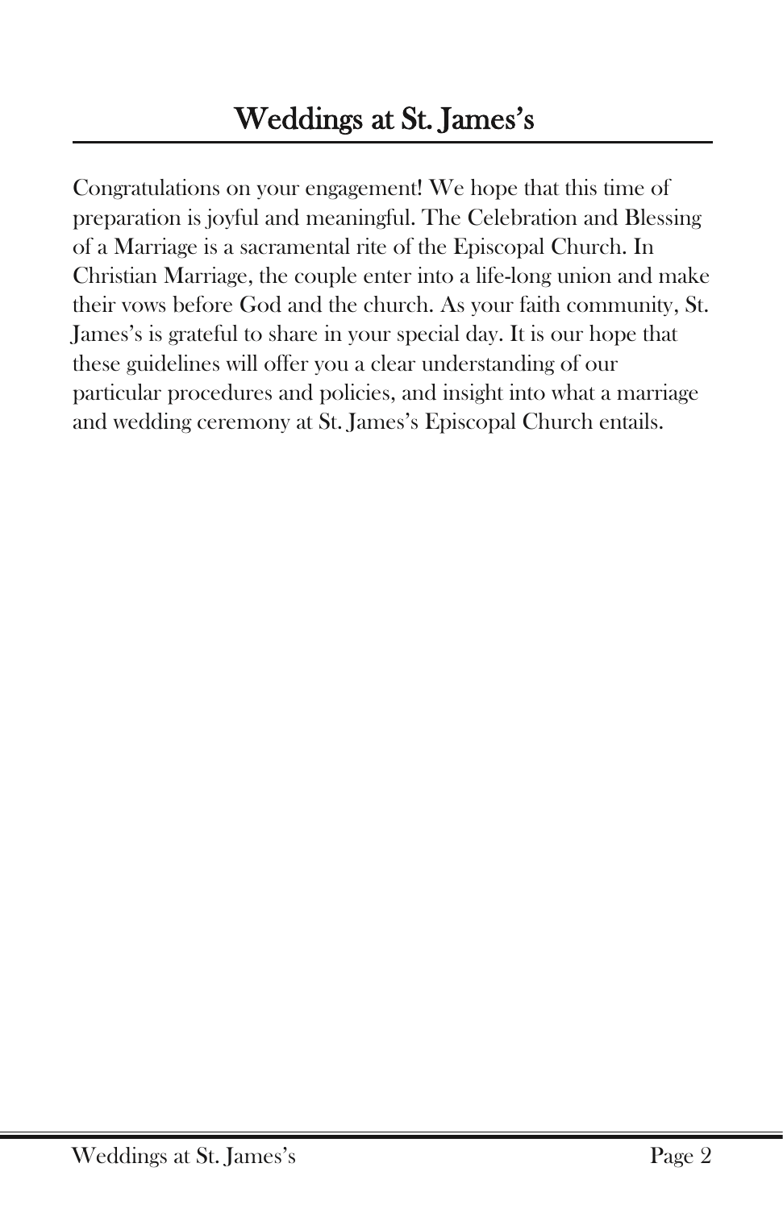# Weddings at St. James's

Congratulations on your engagement! We hope that this time of preparation is joyful and meaningful. The Celebration and Blessing of a Marriage is a sacramental rite of the Episcopal Church. In Christian Marriage, the couple enter into a life-long union and make their vows before God and the church. As your faith community, St. James's is grateful to share in your special day. It is our hope that these guidelines will offer you a clear understanding of our particular procedures and policies, and insight into what a marriage and wedding ceremony at St. James's Episcopal Church entails.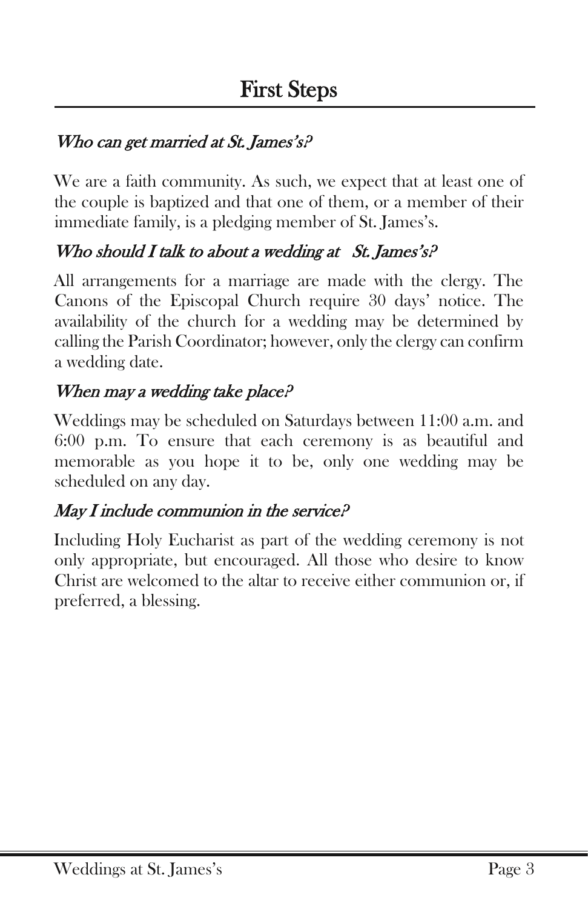# First Steps

### *Who can get married at St. James's?*

We are a faith community. As such, we expect that at least one of the couple is baptized and that one of them, or a member of their immediate family, is a pledging member of St. James's.

### *Who should I talk to about a wedding at St. James's?*

All arrangements for a marriage are made with the clergy. The Canons of the Episcopal Church require 30 days' notice. The availability of the church for a wedding may be determined by calling the Parish Coordinator; however, only the clergy can confirm a wedding date.

### *When may a wedding take place?*

Weddings may be scheduled on Saturdays between 11:00 a.m. and 6:00 p.m. To ensure that each ceremony is as beautiful and memorable as you hope it to be, only one wedding may be scheduled on any day.

### *May I include communion in the service?*

Including Holy Eucharist as part of the wedding ceremony is not only appropriate, but encouraged. All those who desire to know Christ are welcomed to the altar to receive either communion or, if preferred, a blessing.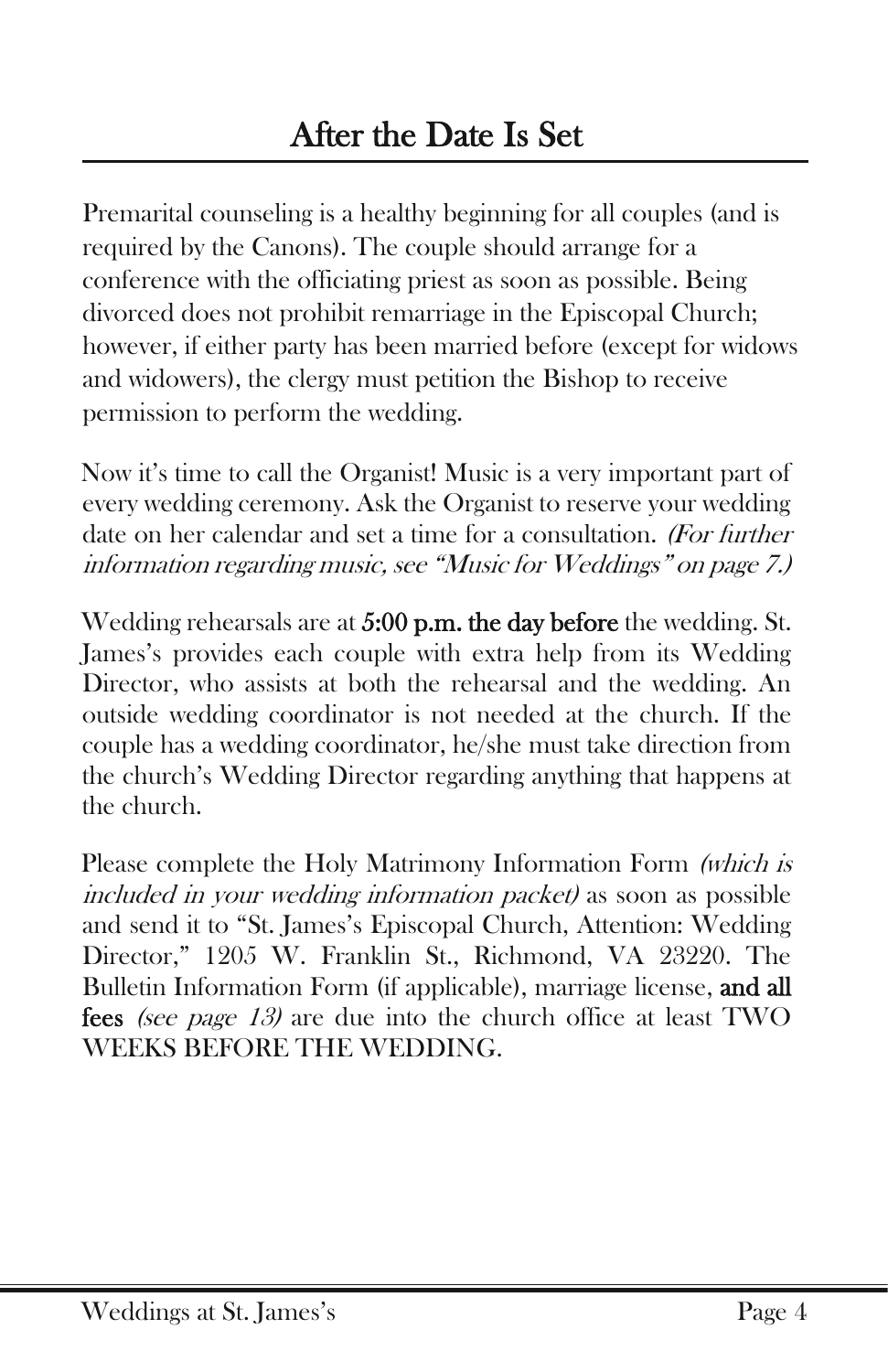# After the Date Is Set

Premarital counseling is a healthy beginning for all couples (and is required by the Canons). The couple should arrange for a conference with the officiating priest as soon as possible. Being divorced does not prohibit remarriage in the Episcopal Church; however, if either party has been married before (except for widows and widowers), the clergy must petition the Bishop to receive permission to perform the wedding.

Now it's time to call the Organist! Music is a very important part of every wedding ceremony. Ask the Organist to reserve your wedding date on her calendar and set a time for a consultation. *(For further information regarding music, see "Music for Weddings" on page 7.)*

Wedding rehearsals are at **5:00 p.m. the day before** the wedding. St. James's provides each couple with extra help from its Wedding Director, who assists at both the rehearsal and the wedding. An outside wedding coordinator is not needed at the church. If the couple has a wedding coordinator, he/she must take direction from the church's Wedding Director regarding anything that happens at the church.

Please complete the Holy Matrimony Information Form *(which is included in your wedding information packet)* as soon as possible and send it to "St. James's Episcopal Church, Attention: Wedding Director," 1205 W. Franklin St., Richmond, VA 23220. The Bulletin Information Form (if applicable), marriage license, **and all fees** *(see page 13)* are due into the church office at least TWO WEEKS BEFORE THE WEDDING.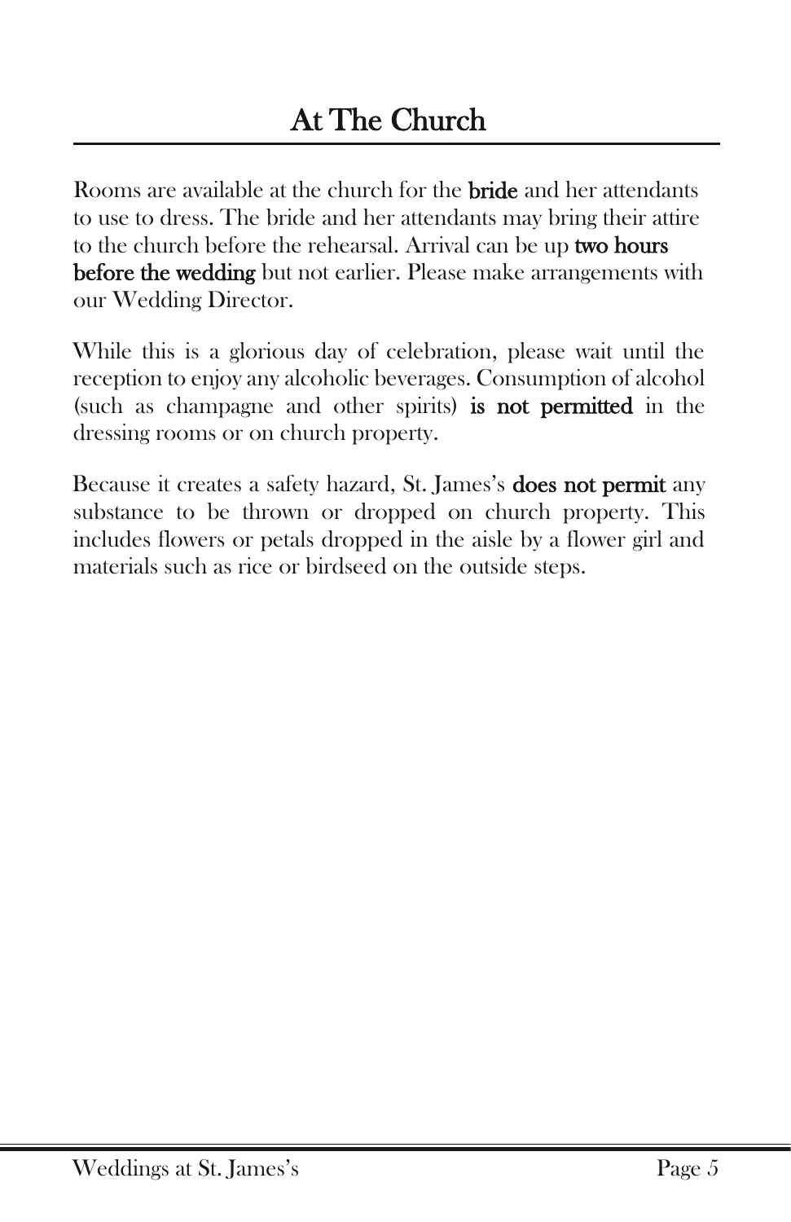# At The Church

Rooms are available at the church for the **bride** and her attendants to use to dress. The bride and her attendants may bring their attire to the church before the rehearsal. Arrival can be up **two hours before the wedding** but not earlier. Please make arrangements with our Wedding Director.

While this is a glorious day of celebration, please wait until the reception to enjoy any alcoholic beverages. Consumption of alcohol (such as champagne and other spirits) **is not permitted** in the dressing rooms or on church property.

Because it creates a safety hazard, St. James's **does not permit** any substance to be thrown or dropped on church property. This includes flowers or petals dropped in the aisle by a flower girl and materials such as rice or birdseed on the outside steps.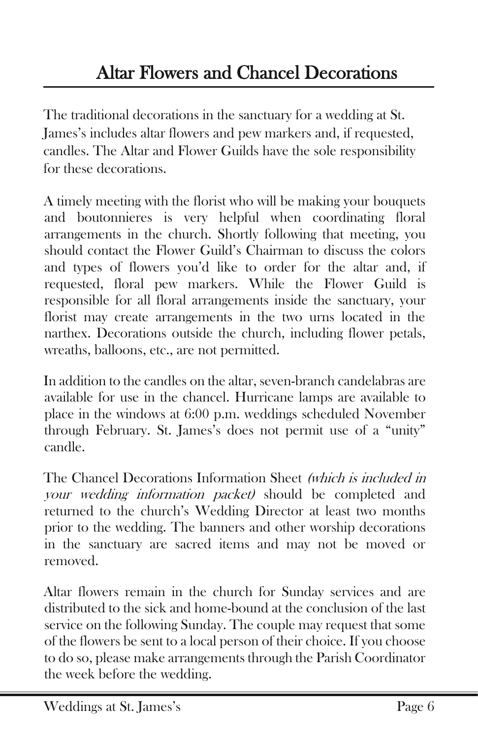# Altar Flowers and Chancel Decorations

The traditional decorations in the sanctuary for a wedding at St. James's includes altar flowers and pew markers and, if requested, candles. The Altar and Flower Guilds have the sole responsibility for these decorations.

A timely meeting with the florist who will be making your bouquets and boutonnieres is very helpful when coordinating floral arrangements in the church. Shortly following that meeting, you should contact the Flower Guild's Chairman to discuss the colors and types of flowers you'd like to order for the altar and, if requested, floral pew markers. While the Flower Guild is responsible for all floral arrangements inside the sanctuary, your florist may create arrangements in the two urns located in the narthex. Decorations outside the church, including flower petals, wreaths, balloons, etc., are not permitted.

In addition to the candles on the altar, seven-branch candelabras are available for use in the chancel. Hurricane lamps are available to place in the windows at 6:00 p.m. weddings scheduled November through February. St. James's does not permit use of a "unity" candle.

The Chancel Decorations Information Sheet *(which is included in your wedding information packet)* should be completed and returned to the church's Wedding Director at least two months prior to the wedding. The banners and other worship decorations in the sanctuary are sacred items and may not be moved or removed.

Altar flowers remain in the church for Sunday services and are distributed to the sick and home-bound at the conclusion of the last service on the following Sunday. The couple may request that some of the flowers be sent to a local person of their choice. If you choose to do so, please make arrangements through the Parish Coordinator the week before the wedding.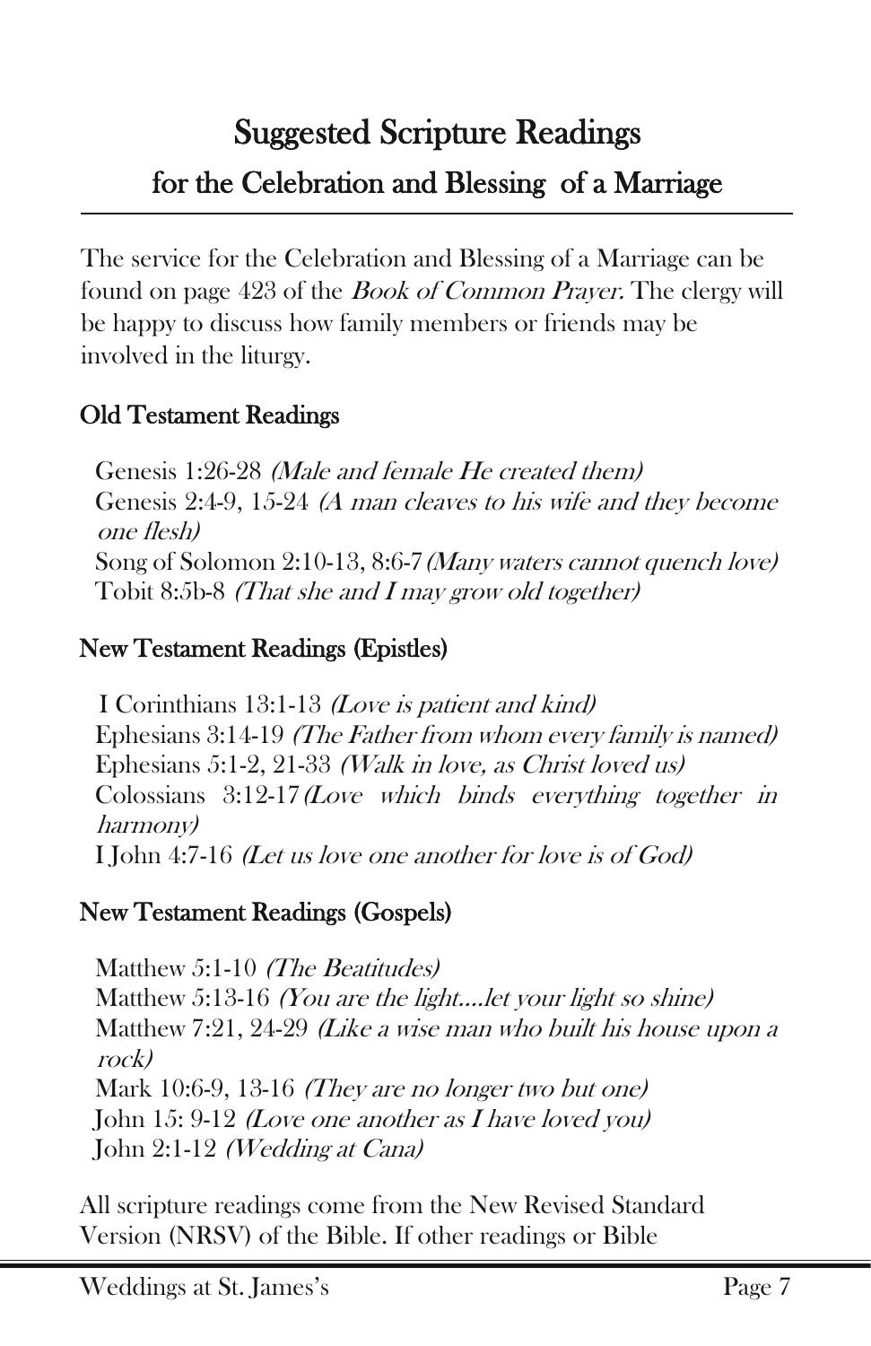# Suggested Scripture Readings

## for the Celebration and Blessing of a Marriage

The service for the Celebration and Blessing of a Marriage can be found on page 423 of the *Book of Common Prayer.* The clergy will be happy to discuss how family members or friends may be involved in the liturgy.

### Old Testament Readings

Genesis 1:26-28 *(Male and female He created them)*
Genesis 2:4-9, 15-24 *(A man cleaves to his wife and they become one flesh)*
Song of Solomon 2:10-13, 8:6-7 *(Many waters cannot quench love)*
Tobit 8:5b-8 *(That she and I may grow old together)*

### New Testament Readings (Epistles)

I Corinthians 13:1-13 *(Love is patient and kind)*
Ephesians 3:14-19 *(The Father from whom every family is named)*
Ephesians 5:1-2, 21-33 *(Walk in love, as Christ loved us)*
Colossians 3:12-17 *(Love which binds everything together in harmony)*
I John 4:7-16 *(Let us love one another for love is of God)*

### New Testament Readings (Gospels)

Matthew 5:1-10 *(The Beatitudes)*
Matthew 5:13-16 *(You are the light....let your light so shine)*
Matthew 7:21, 24-29 *(Like a wise man who built his house upon a rock)*
Mark 10:6-9, 13-16 *(They are no longer two but one)*
John 15: 9-12 *(Love one another as I have loved you)*
John 2:1-12 *(Wedding at Cana)*

All scripture readings come from the New Revised Standard Version (NRSV) of the Bible. If other readings or Bible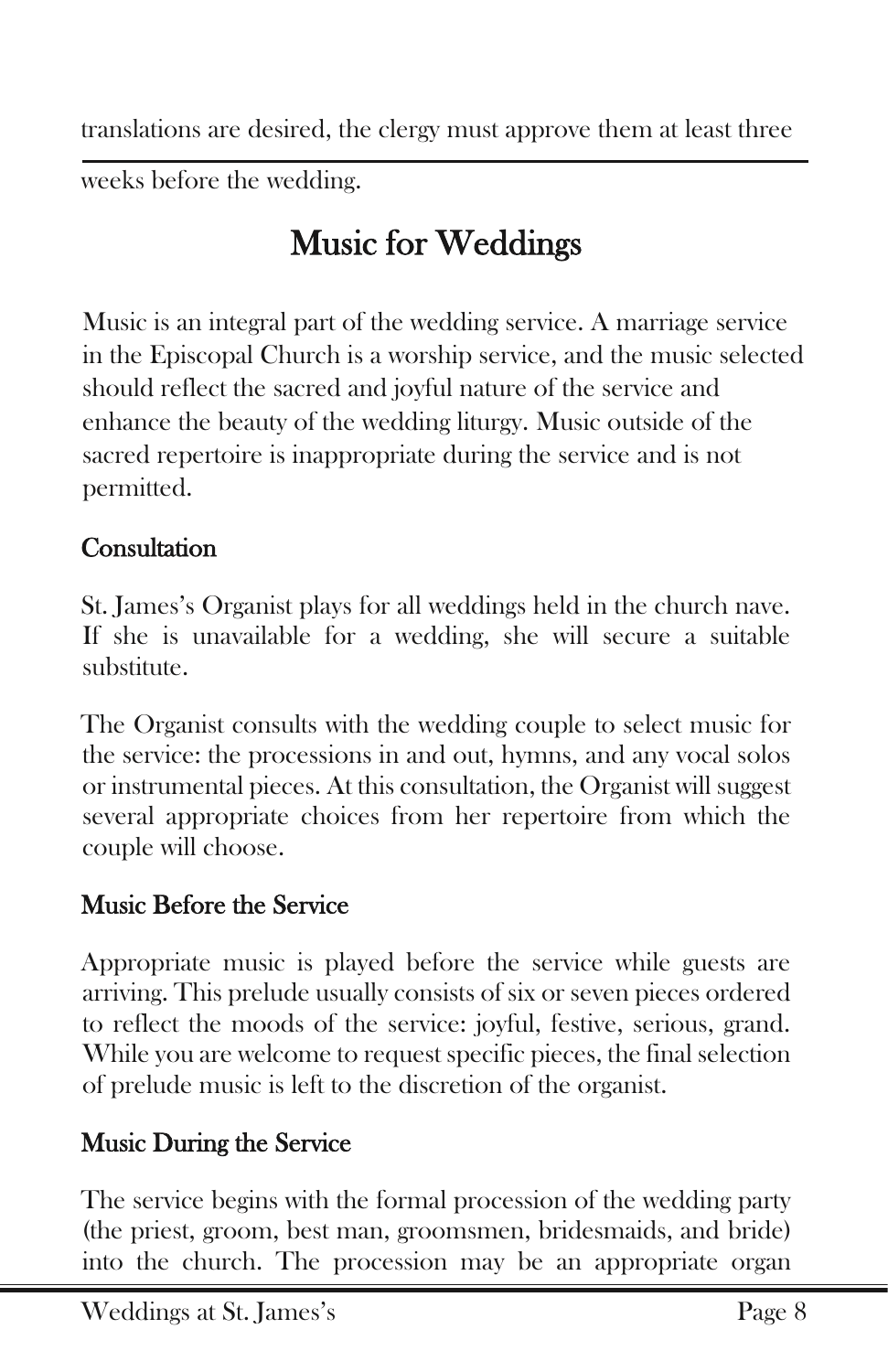translations are desired, the clergy must approve them at least three weeks before the wedding.

# Music for Weddings

Music is an integral part of the wedding service. A marriage service in the Episcopal Church is a worship service, and the music selected should reflect the sacred and joyful nature of the service and enhance the beauty of the wedding liturgy. Music outside of the sacred repertoire is inappropriate during the service and is not permitted.

## Consultation

St. James's Organist plays for all weddings held in the church nave. If she is unavailable for a wedding, she will secure a suitable substitute.

The Organist consults with the wedding couple to select music for the service: the processions in and out, hymns, and any vocal solos or instrumental pieces. At this consultation, the Organist will suggest several appropriate choices from her repertoire from which the couple will choose.

## Music Before the Service

Appropriate music is played before the service while guests are arriving. This prelude usually consists of six or seven pieces ordered to reflect the moods of the service: joyful, festive, serious, grand. While you are welcome to request specific pieces, the final selection of prelude music is left to the discretion of the organist.

## Music During the Service

The service begins with the formal procession of the wedding party (the priest, groom, best man, groomsmen, bridesmaids, and bride) into the church. The procession may be an appropriate organ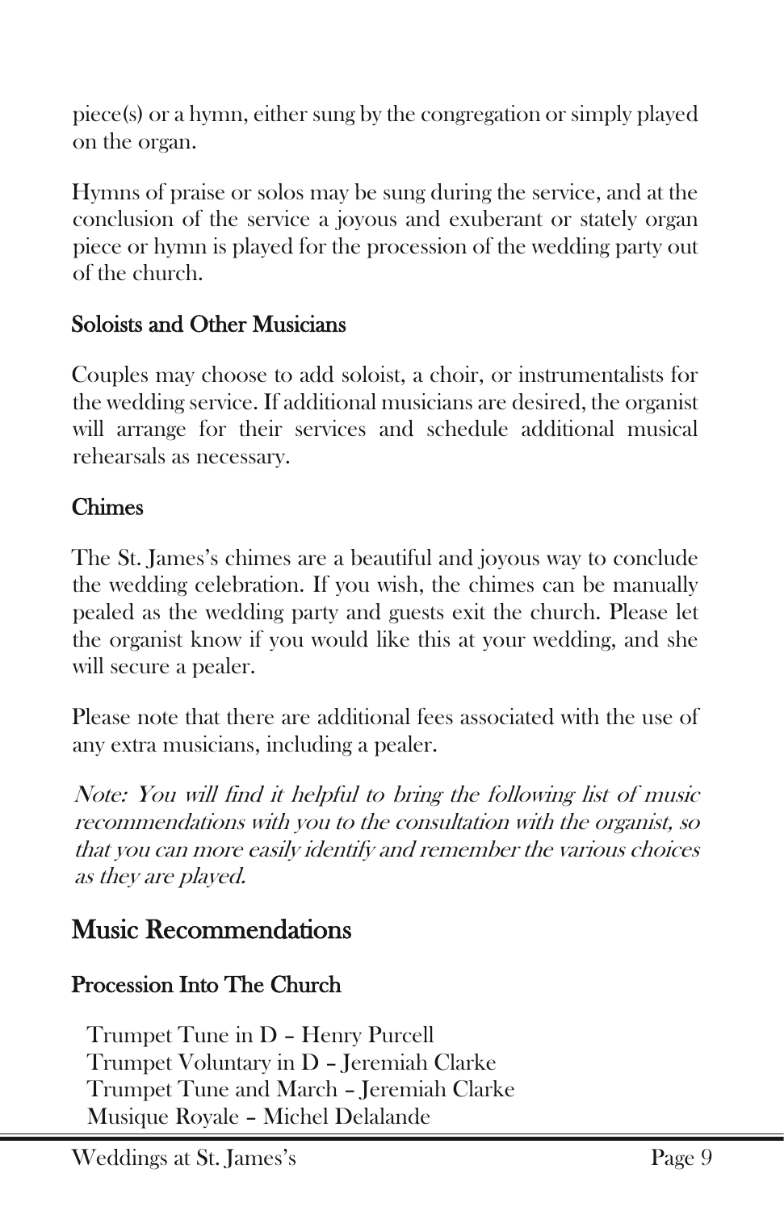piece(s) or a hymn, either sung by the congregation or simply played on the organ.

Hymns of praise or solos may be sung during the service, and at the conclusion of the service a joyous and exuberant or stately organ piece or hymn is played for the procession of the wedding party out of the church.

### Soloists and Other Musicians

Couples may choose to add soloist, a choir, or instrumentalists for the wedding service. If additional musicians are desired, the organist will arrange for their services and schedule additional musical rehearsals as necessary.

### Chimes

The St. James's chimes are a beautiful and joyous way to conclude the wedding celebration. If you wish, the chimes can be manually pealed as the wedding party and guests exit the church. Please let the organist know if you would like this at your wedding, and she will secure a pealer.

Please note that there are additional fees associated with the use of any extra musicians, including a pealer.

*Note: You will find it helpful to bring the following list of music recommendations with you to the consultation with the organist, so that you can more easily identify and remember the various choices as they are played.*

## Music Recommendations

### Procession Into The Church

Trumpet Tune in D – Henry Purcell
Trumpet Voluntary in D – Jeremiah Clarke
Trumpet Tune and March – Jeremiah Clarke
Musique Royale – Michel Delalande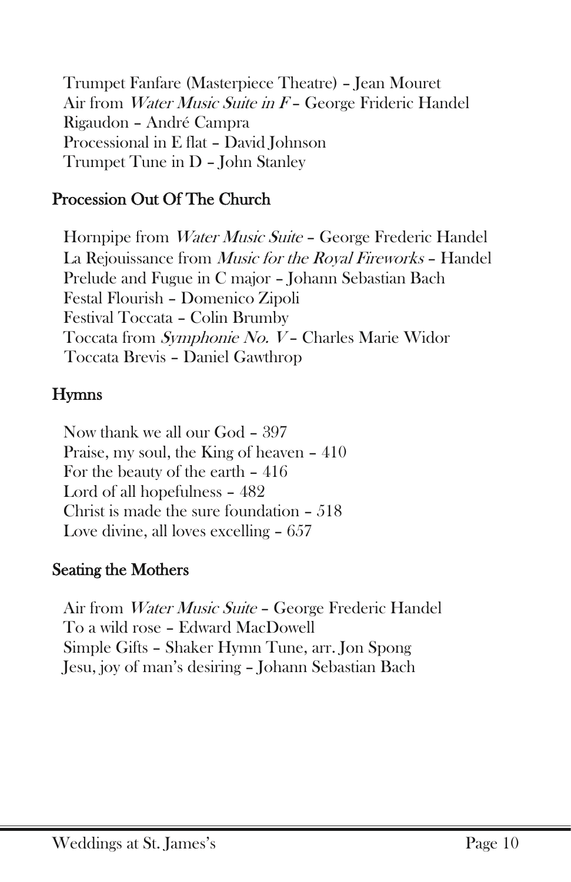Trumpet Fanfare (Masterpiece Theatre) – Jean Mouret
Air from *Water Music Suite in F* – George Frideric Handel
Rigaudon – André Campra
Processional in E flat – David Johnson
Trumpet Tune in D – John Stanley

## Procession Out Of The Church

Hornpipe from *Water Music Suite* – George Frederic Handel
La Rejouissance from *Music for the Royal Fireworks* – Handel
Prelude and Fugue in C major – Johann Sebastian Bach
Festal Flourish – Domenico Zipoli
Festival Toccata – Colin Brumby
Toccata from *Symphonie No. V* – Charles Marie Widor
Toccata Brevis – Daniel Gawthrop

## Hymns

Now thank we all our God – 397
Praise, my soul, the King of heaven – 410
For the beauty of the earth – 416
Lord of all hopefulness – 482
Christ is made the sure foundation – 518
Love divine, all loves excelling – 657

## Seating the Mothers

Air from *Water Music Suite* – George Frederic Handel
To a wild rose – Edward MacDowell
Simple Gifts – Shaker Hymn Tune, arr. Jon Spong
Jesu, joy of man's desiring – Johann Sebastian Bach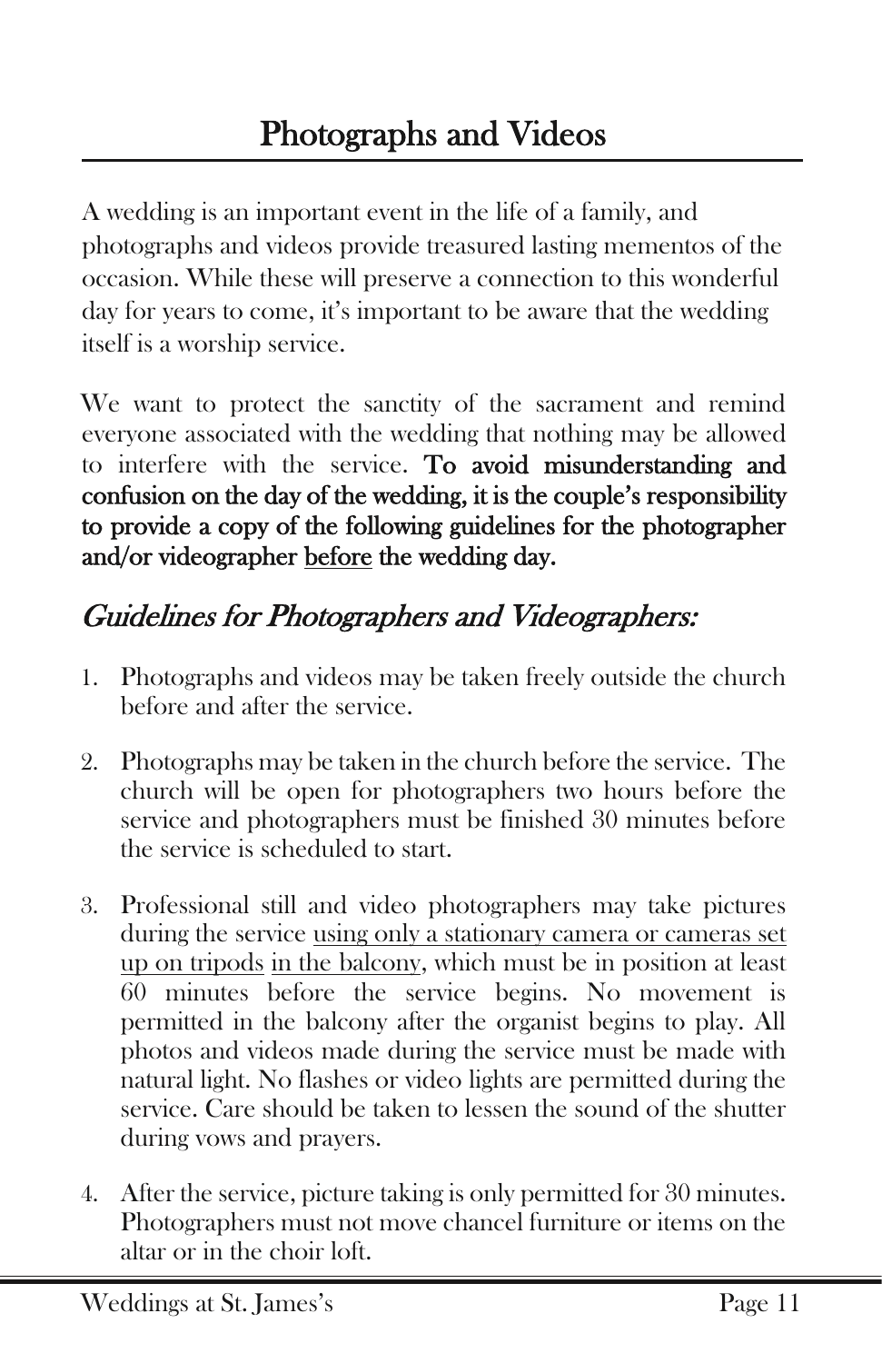# Photographs and Videos

A wedding is an important event in the life of a family, and photographs and videos provide treasured lasting mementos of the occasion. While these will preserve a connection to this wonderful day for years to come, it's important to be aware that the wedding itself is a worship service.

We want to protect the sanctity of the sacrament and remind everyone associated with the wedding that nothing may be allowed to interfere with the service. **To avoid misunderstanding and confusion on the day of the wedding, it is the couple's responsibility to provide a copy of the following guidelines for the photographer and/or videographer <u>before</u> the wedding day.**

## *Guidelines for Photographers and Videographers:*

1. Photographs and videos may be taken freely outside the church before and after the service.
2. Photographs may be taken in the church before the service. The church will be open for photographers two hours before the service and photographers must be finished 30 minutes before the service is scheduled to start.
3. Professional still and video photographers may take pictures during the service <u>using only a stationary camera or cameras set up on tripods</u> <u>in the balcony</u>, which must be in position at least 60 minutes before the service begins. No movement is permitted in the balcony after the organist begins to play. All photos and videos made during the service must be made with natural light. No flashes or video lights are permitted during the service. Care should be taken to lessen the sound of the shutter during vows and prayers.
4. After the service, picture taking is only permitted for 30 minutes. Photographers must not move chancel furniture or items on the altar or in the choir loft.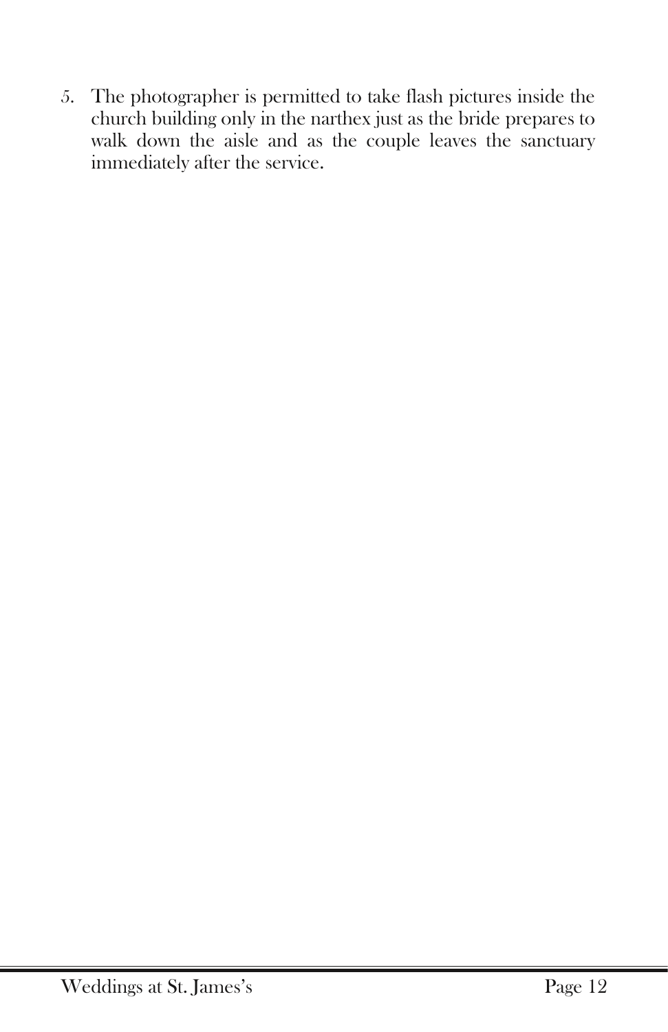5. The photographer is permitted to take flash pictures inside the church building only in the narthex just as the bride prepares to walk down the aisle and as the couple leaves the sanctuary immediately after the service.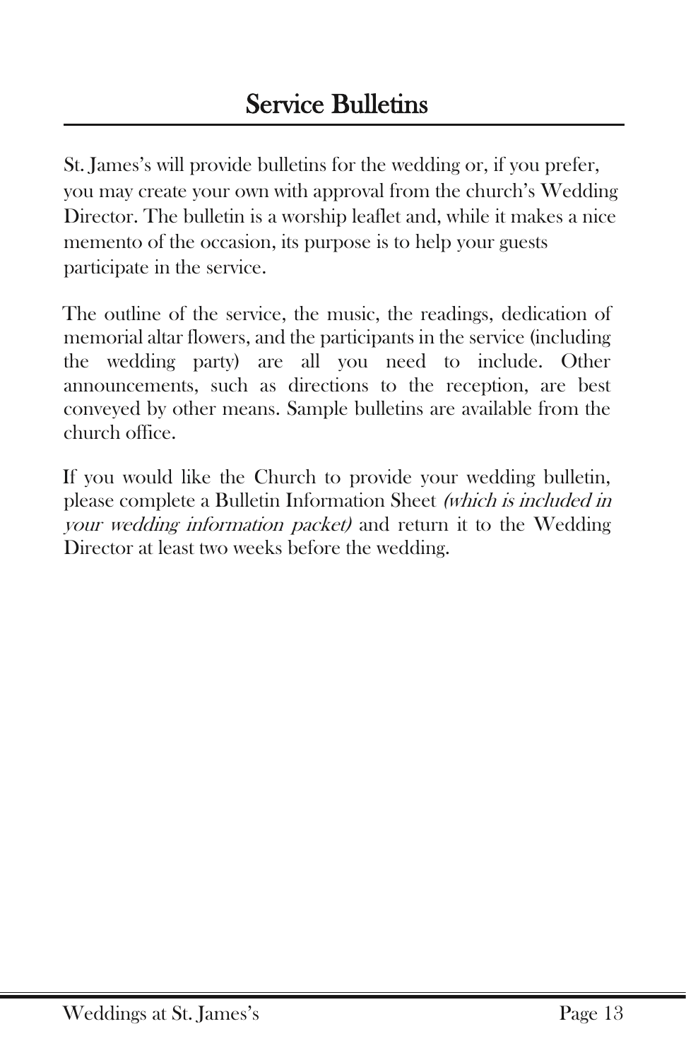# Service Bulletins

St. James's will provide bulletins for the wedding or, if you prefer, you may create your own with approval from the church's Wedding Director. The bulletin is a worship leaflet and, while it makes a nice memento of the occasion, its purpose is to help your guests participate in the service.

The outline of the service, the music, the readings, dedication of memorial altar flowers, and the participants in the service (including the wedding party) are all you need to include. Other announcements, such as directions to the reception, are best conveyed by other means. Sample bulletins are available from the church office.

If you would like the Church to provide your wedding bulletin, please complete a Bulletin Information Sheet *(which is included in your wedding information packet)* and return it to the Wedding Director at least two weeks before the wedding.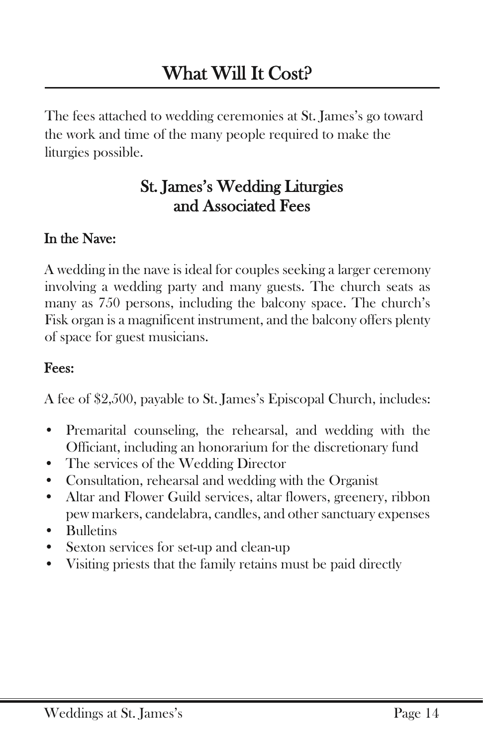# What Will It Cost?

The fees attached to wedding ceremonies at St. James's go toward the work and time of the many people required to make the liturgies possible.

## St. James's Wedding Liturgies and Associated Fees

### In the Nave:

A wedding in the nave is ideal for couples seeking a larger ceremony involving a wedding party and many guests. The church seats as many as 750 persons, including the balcony space. The church's Fisk organ is a magnificent instrument, and the balcony offers plenty of space for guest musicians.

### Fees:

A fee of $2,500, payable to St. James's Episcopal Church, includes:

- Premarital counseling, the rehearsal, and wedding with the Officiant, including an honorarium for the discretionary fund
- The services of the Wedding Director
- Consultation, rehearsal and wedding with the Organist
- Altar and Flower Guild services, altar flowers, greenery, ribbon pew markers, candelabra, candles, and other sanctuary expenses
- Bulletins
- Sexton services for set-up and clean-up
- Visiting priests that the family retains must be paid directly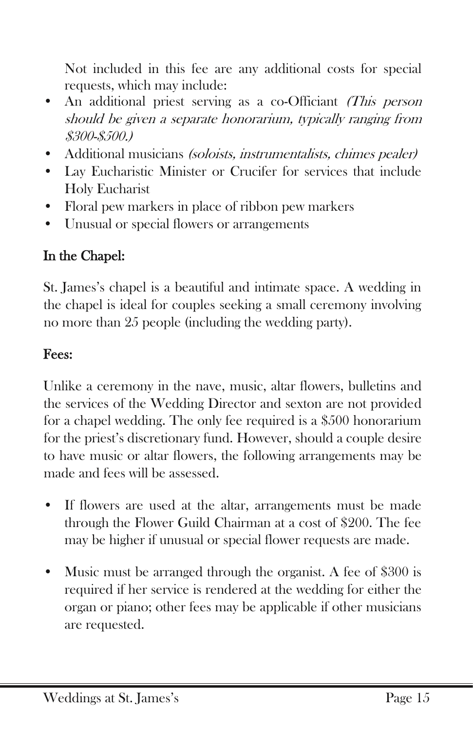Not included in this fee are any additional costs for special requests, which may include:

- An additional priest serving as a co-Officiant *(This person should be given a separate honorarium, typically ranging from $300-$500.)*
- Additional musicians *(soloists, instrumentalists, chimes pealer)*
- Lay Eucharistic Minister or Crucifer for services that include Holy Eucharist
- Floral pew markers in place of ribbon pew markers
- Unusual or special flowers or arrangements

**In the Chapel:**

St. James's chapel is a beautiful and intimate space. A wedding in the chapel is ideal for couples seeking a small ceremony involving no more than 25 people (including the wedding party).

**Fees:**

Unlike a ceremony in the nave, music, altar flowers, bulletins and the services of the Wedding Director and sexton are not provided for a chapel wedding. The only fee required is a $500 honorarium for the priest's discretionary fund. However, should a couple desire to have music or altar flowers, the following arrangements may be made and fees will be assessed.

- If flowers are used at the altar, arrangements must be made through the Flower Guild Chairman at a cost of $200. The fee may be higher if unusual or special flower requests are made.

- Music must be arranged through the organist. A fee of $300 is required if her service is rendered at the wedding for either the organ or piano; other fees may be applicable if other musicians are requested.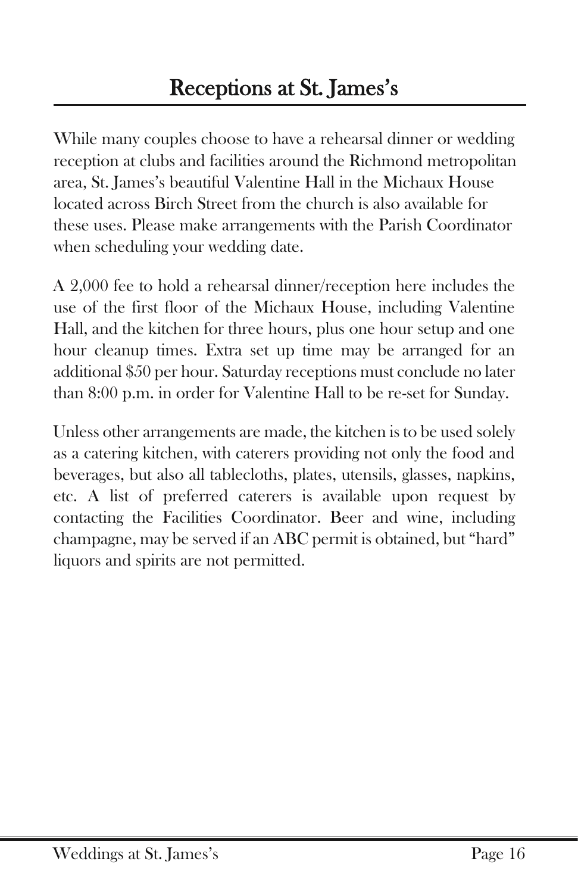# Receptions at St. James's

While many couples choose to have a rehearsal dinner or wedding reception at clubs and facilities around the Richmond metropolitan area, St. James's beautiful Valentine Hall in the Michaux House located across Birch Street from the church is also available for these uses. Please make arrangements with the Parish Coordinator when scheduling your wedding date.

A 2,000 fee to hold a rehearsal dinner/reception here includes the use of the first floor of the Michaux House, including Valentine Hall, and the kitchen for three hours, plus one hour setup and one hour cleanup times. Extra set up time may be arranged for an additional $50 per hour. Saturday receptions must conclude no later than 8:00 p.m. in order for Valentine Hall to be re-set for Sunday.

Unless other arrangements are made, the kitchen is to be used solely as a catering kitchen, with caterers providing not only the food and beverages, but also all tablecloths, plates, utensils, glasses, napkins, etc. A list of preferred caterers is available upon request by contacting the Facilities Coordinator. Beer and wine, including champagne, may be served if an ABC permit is obtained, but "hard" liquors and spirits are not permitted.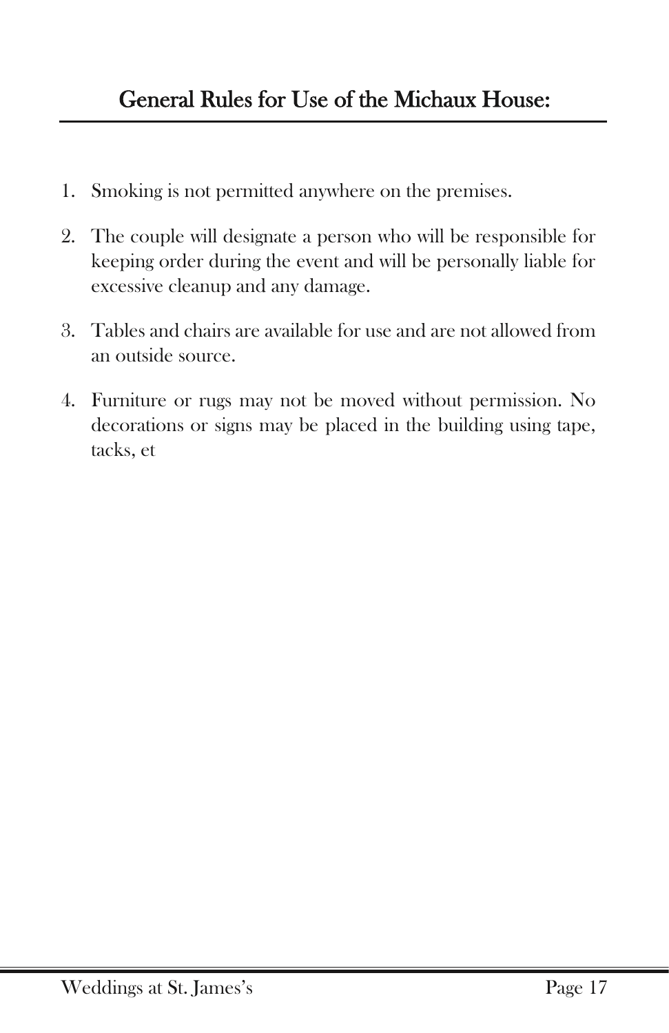## General Rules for Use of the Michaux House:

1. Smoking is not permitted anywhere on the premises.
2. The couple will designate a person who will be responsible for keeping order during the event and will be personally liable for excessive cleanup and any damage.
3. Tables and chairs are available for use and are not allowed from an outside source.
4. Furniture or rugs may not be moved without permission. No decorations or signs may be placed in the building using tape, tacks, et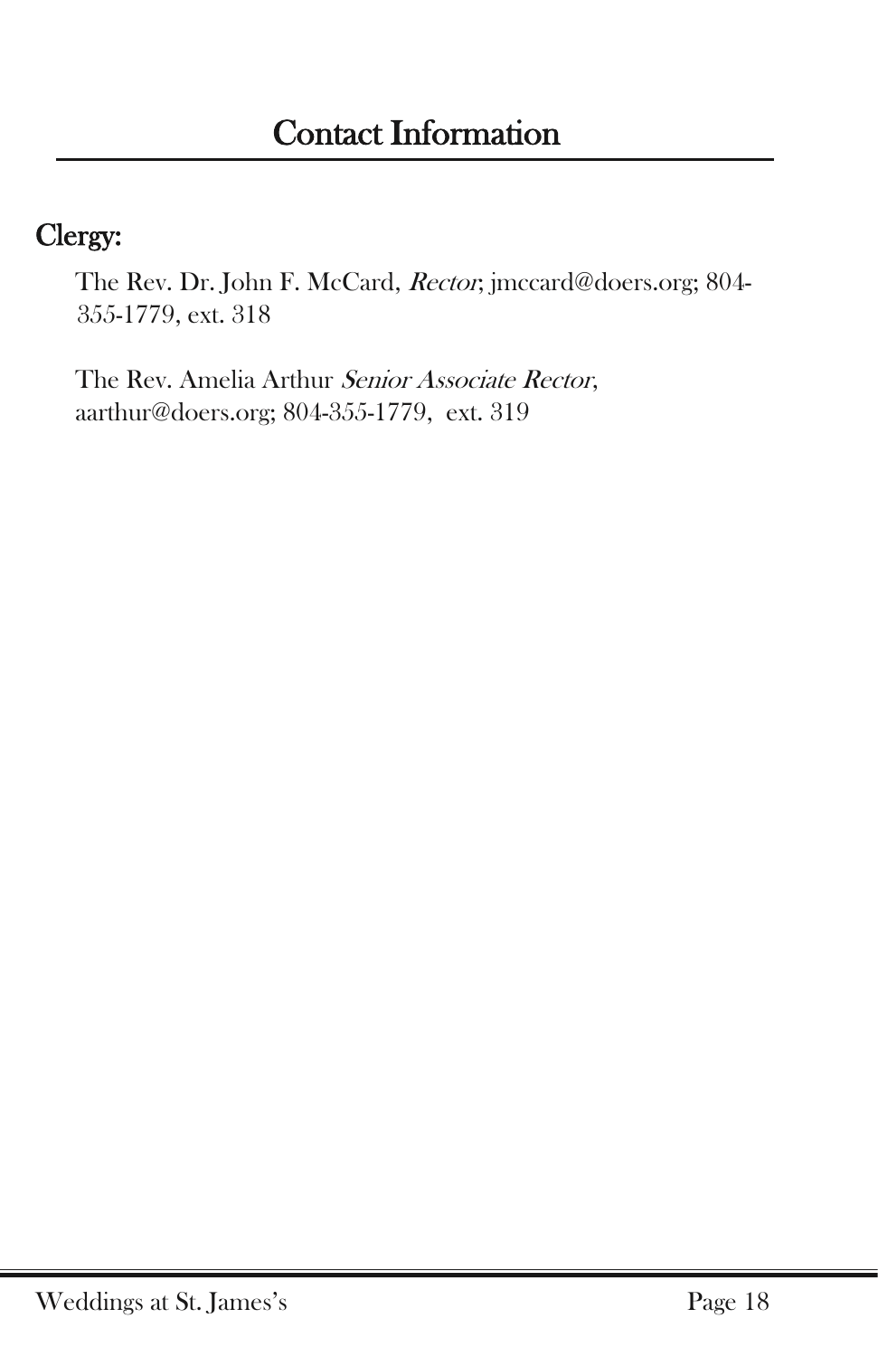# Contact Information

## Clergy:

The Rev. Dr. John F. McCard, *Rector*; jmccard@doers.org; 804-355-1779, ext. 318

The Rev. Amelia Arthur *Senior Associate Rector*, aarthur@doers.org; 804-355-1779, ext. 319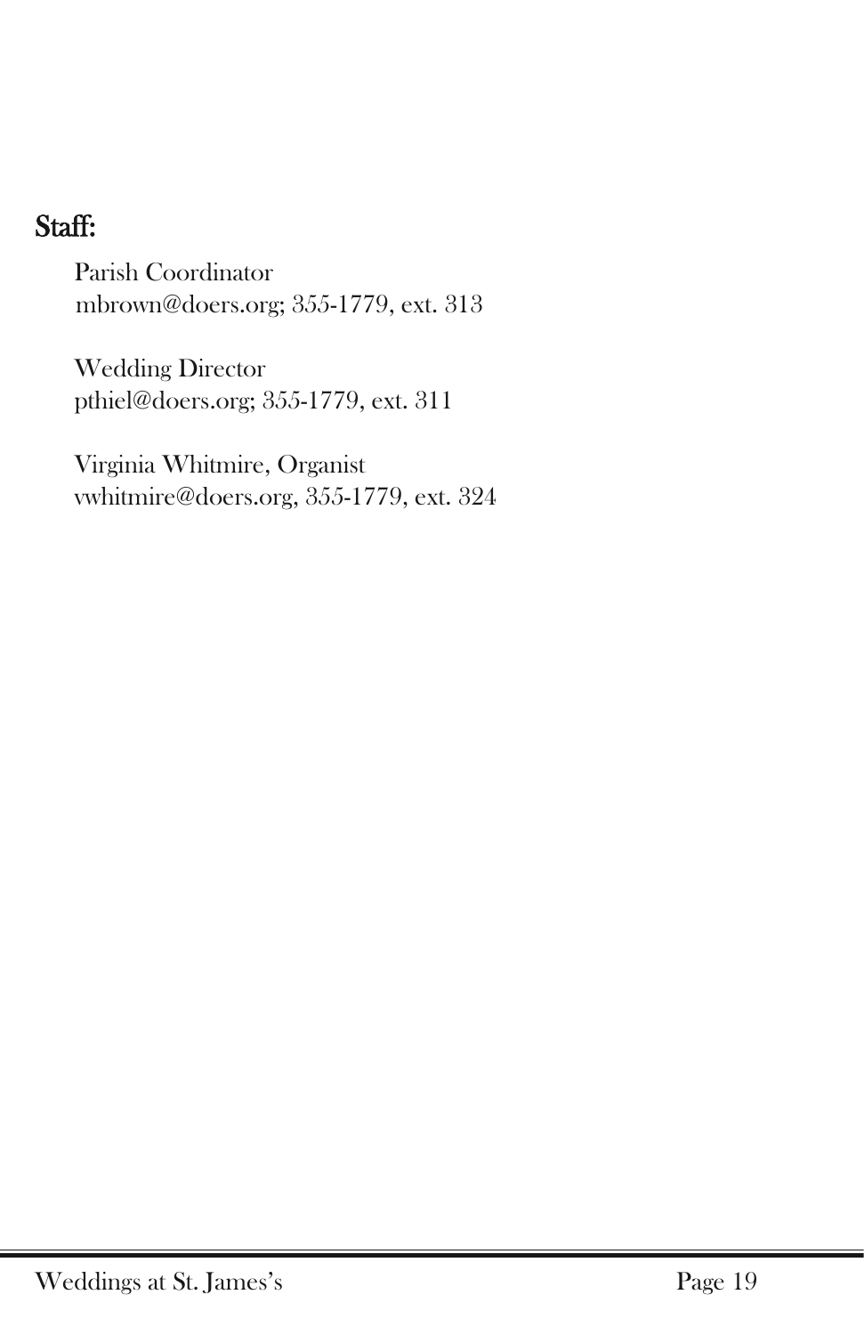## Staff:

Parish Coordinator
mbrown@doers.org; 355-1779, ext. 313

Wedding Director
pthiel@doers.org; 355-1779, ext. 311

Virginia Whitmire, Organist
vwhitmire@doers.org, 355-1779, ext. 324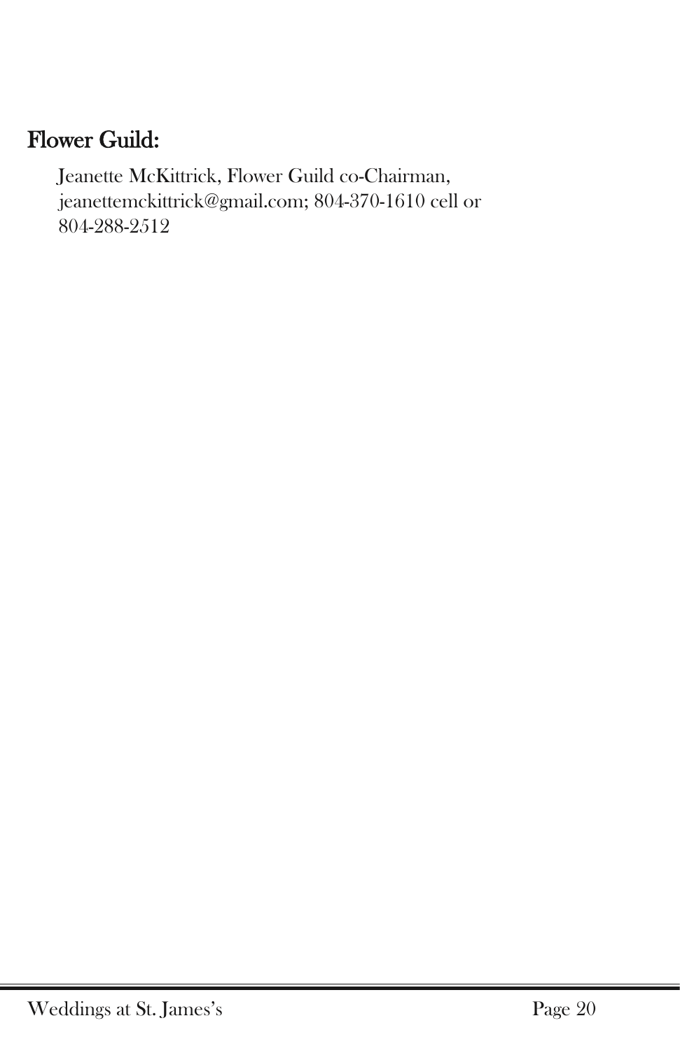## Flower Guild:

Jeanette McKittrick, Flower Guild co-Chairman, jeanettemckittrick@gmail.com; 804-370-1610 cell or 804-288-2512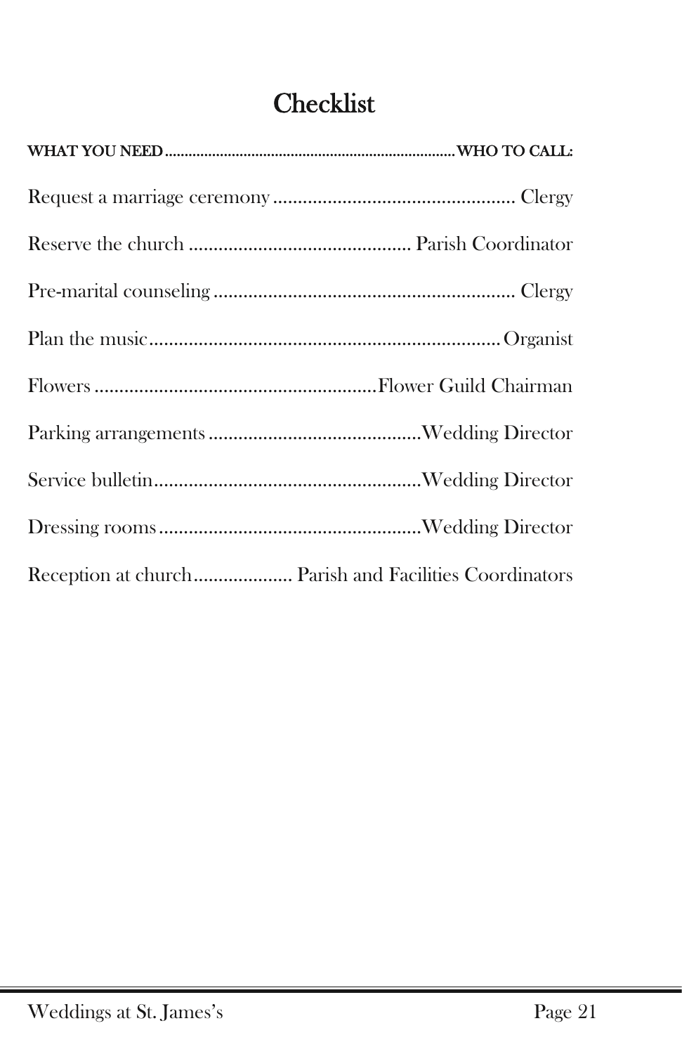# Checklist

| WHAT YOU NEED | WHO TO CALL: |
| --- | --- |
| Request a marriage ceremony | Clergy |
| Reserve the church | Parish Coordinator |
| Pre-marital counseling | Clergy |
| Plan the music | Organist |
| Flowers | Flower Guild Chairman |
| Parking arrangements | Wedding Director |
| Service bulletin | Wedding Director |
| Dressing rooms | Wedding Director |
| Reception at church | Parish and Facilities Coordinators |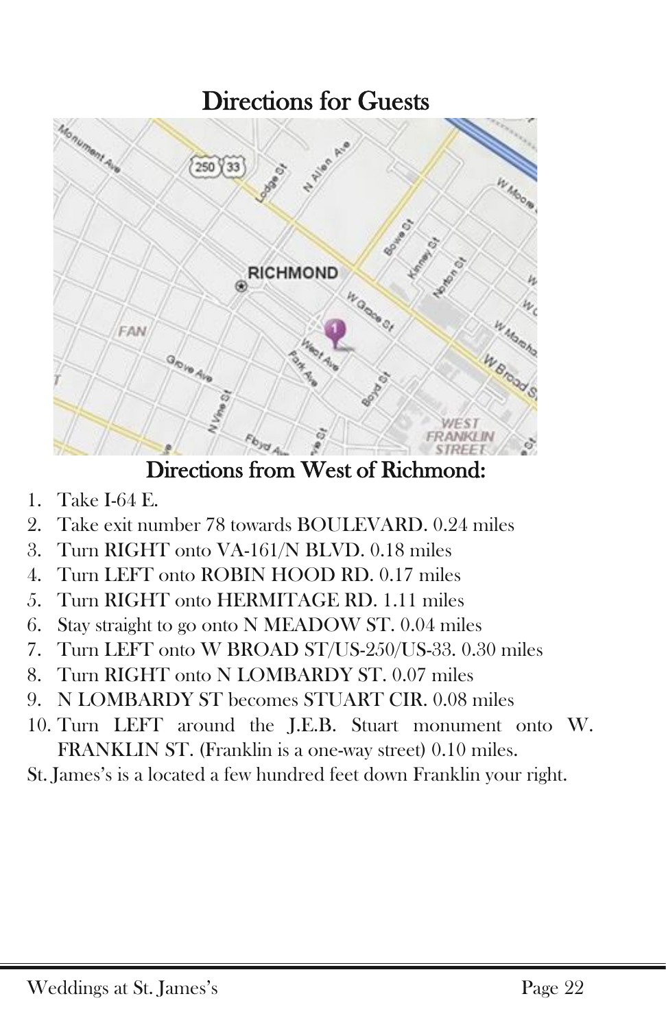# Directions for Guests

## Directions from West of Richmond:

1. Take I-64 E.
2. Take exit number 78 towards BOULEVARD. 0.24 miles
3. Turn RIGHT onto VA-161/N BLVD. 0.18 miles
4. Turn LEFT onto ROBIN HOOD RD. 0.17 miles
5. Turn RIGHT onto HERMITAGE RD. 1.11 miles
6. Stay straight to go onto N MEADOW ST. 0.04 miles
7. Turn LEFT onto W BROAD ST/US-250/US-33. 0.30 miles
8. Turn RIGHT onto N LOMBARDY ST. 0.07 miles
9. N LOMBARDY ST becomes STUART CIR. 0.08 miles
10. Turn LEFT around the J.E.B. Stuart monument onto W. FRANKLIN ST. (Franklin is a one-way street) 0.10 miles.

St. James's is a located a few hundred feet down Franklin your right.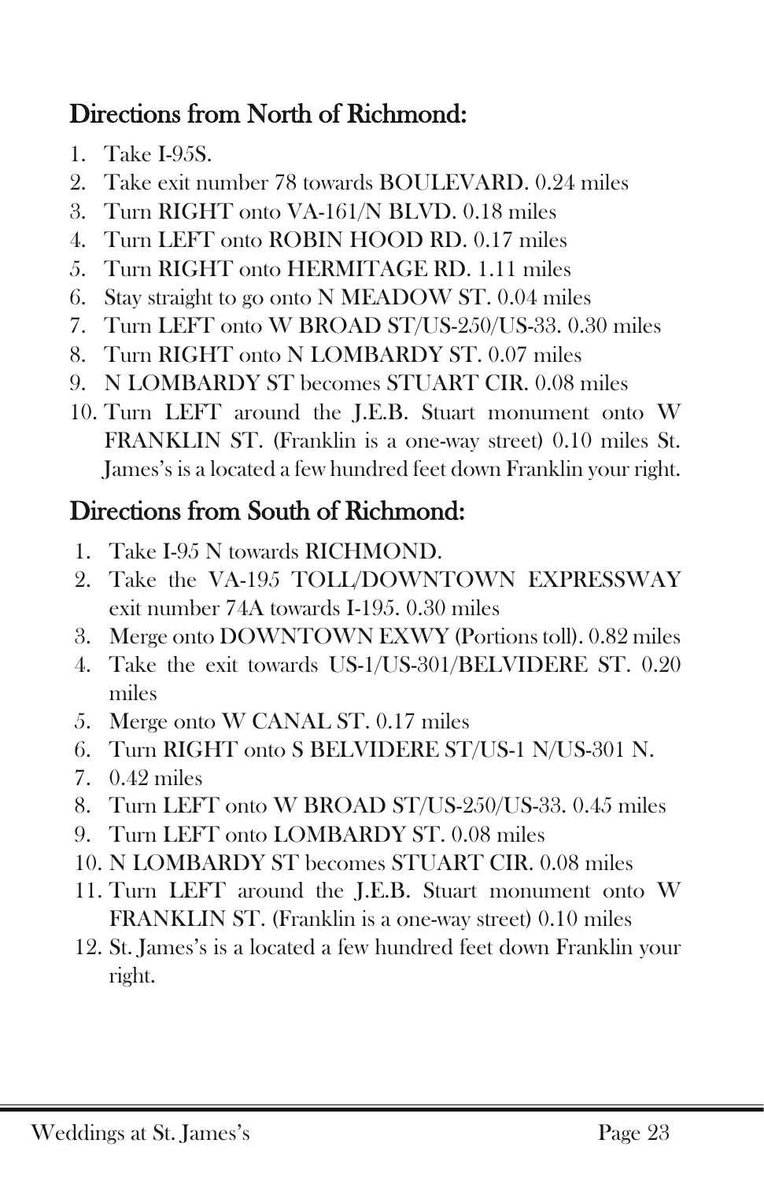## Directions from North of Richmond:

1. Take I-95S.
2. Take exit number 78 towards BOULEVARD. 0.24 miles
3. Turn RIGHT onto VA-161/N BLVD. 0.18 miles
4. Turn LEFT onto ROBIN HOOD RD. 0.17 miles
5. Turn RIGHT onto HERMITAGE RD. 1.11 miles
6. Stay straight to go onto N MEADOW ST. 0.04 miles
7. Turn LEFT onto W BROAD ST/US-250/US-33. 0.30 miles
8. Turn RIGHT onto N LOMBARDY ST. 0.07 miles
9. N LOMBARDY ST becomes STUART CIR. 0.08 miles
10. Turn LEFT around the J.E.B. Stuart monument onto W FRANKLIN ST. (Franklin is a one-way street) 0.10 miles St. James's is a located a few hundred feet down Franklin your right.

## Directions from South of Richmond:

1. Take I-95 N towards RICHMOND.
2. Take the VA-195 TOLL/DOWNTOWN EXPRESSWAY exit number 74A towards I-195. 0.30 miles
3. Merge onto DOWNTOWN EXWY (Portions toll). 0.82 miles
4. Take the exit towards US-1/US-301/BELVIDERE ST. 0.20 miles
5. Merge onto W CANAL ST. 0.17 miles
6. Turn RIGHT onto S BELVIDERE ST/US-1 N/US-301 N.
7. 0.42 miles
8. Turn LEFT onto W BROAD ST/US-250/US-33. 0.45 miles
9. Turn LEFT onto LOMBARDY ST. 0.08 miles
10. N LOMBARDY ST becomes STUART CIR. 0.08 miles
11. Turn LEFT around the J.E.B. Stuart monument onto W FRANKLIN ST. (Franklin is a one-way street) 0.10 miles
12. St. James's is a located a few hundred feet down Franklin your right.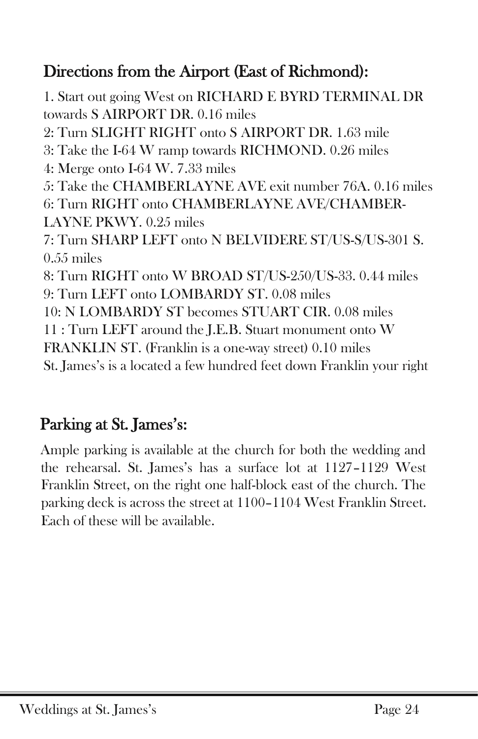## Directions from the Airport (East of Richmond):

1. Start out going West on RICHARD E BYRD TERMINAL DR towards S AIRPORT DR. 0.16 miles
2: Turn SLIGHT RIGHT onto S AIRPORT DR. 1.63 mile
3: Take the I-64 W ramp towards RICHMOND. 0.26 miles
4: Merge onto I-64 W. 7.33 miles
5: Take the CHAMBERLAYNE AVE exit number 76A. 0.16 miles
6: Turn RIGHT onto CHAMBERLAYNE AVE/CHAMBERLAYNE PKWY. 0.25 miles
7: Turn SHARP LEFT onto N BELVIDERE ST/US-S/US-301 S. 0.55 miles
8: Turn RIGHT onto W BROAD ST/US-250/US-33. 0.44 miles
9: Turn LEFT onto LOMBARDY ST. 0.08 miles
10: N LOMBARDY ST becomes STUART CIR. 0.08 miles
11 : Turn LEFT around the J.E.B. Stuart monument onto W FRANKLIN ST. (Franklin is a one-way street) 0.10 miles
St. James's is a located a few hundred feet down Franklin your right

## Parking at St. James's:

Ample parking is available at the church for both the wedding and the rehearsal. St. James's has a surface lot at 1127–1129 West Franklin Street, on the right one half-block east of the church. The parking deck is across the street at 1100–1104 West Franklin Street. Each of these will be available.